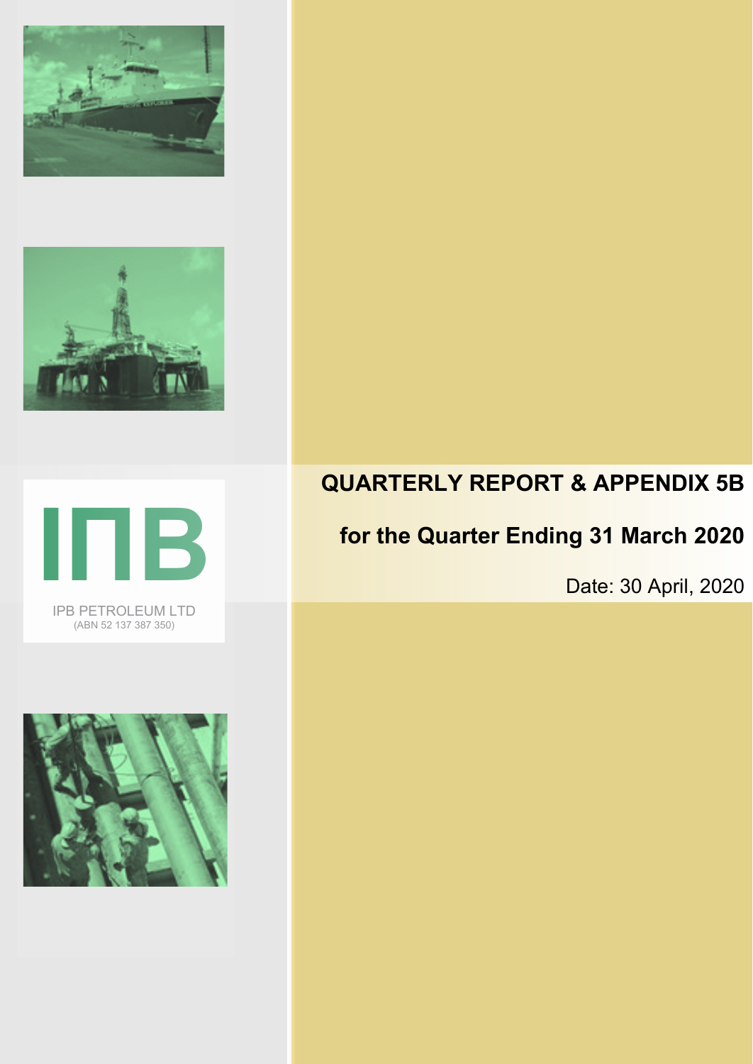IPB PETROLEUM LTD
(ABN 52 137 387 350)

# QUARTERLY REPORT & APPENDIX 5B

## for the Quarter Ending 31 March 2020

Date: 30 April, 2020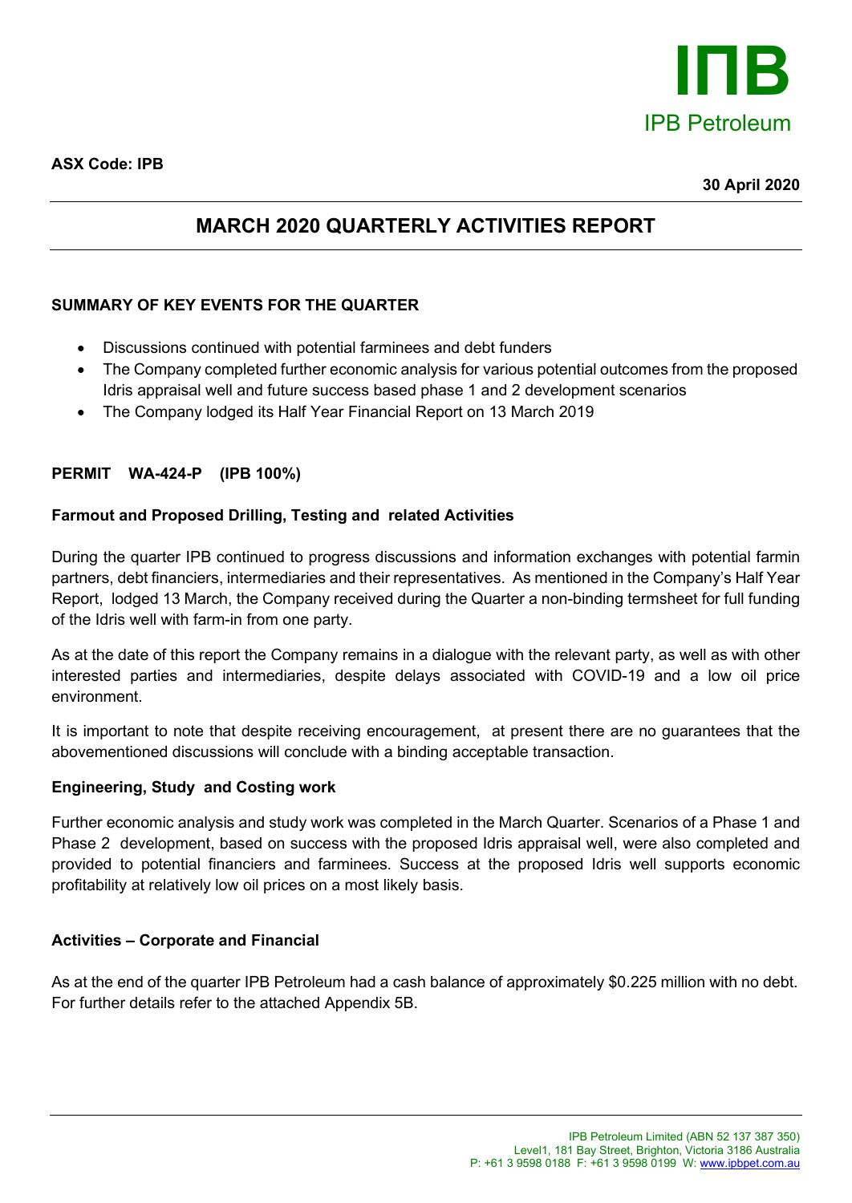**ASX Code: IPB**

**30 April 2020**

# MARCH 2020 QUARTERLY ACTIVITIES REPORT

## SUMMARY OF KEY EVENTS FOR THE QUARTER

- Discussions continued with potential farminees and debt funders
- The Company completed further economic analysis for various potential outcomes from the proposed Idris appraisal well and future success based phase 1 and 2 development scenarios
- The Company lodged its Half Year Financial Report on 13 March 2019

## PERMIT WA-424-P (IPB 100%)

### Farmout and Proposed Drilling, Testing and related Activities

During the quarter IPB continued to progress discussions and information exchanges with potential farmin partners, debt financiers, intermediaries and their representatives. As mentioned in the Company's Half Year Report, lodged 13 March, the Company received during the Quarter a non-binding termsheet for full funding of the Idris well with farm-in from one party.

As at the date of this report the Company remains in a dialogue with the relevant party, as well as with other interested parties and intermediaries, despite delays associated with COVID-19 and a low oil price environment.

It is important to note that despite receiving encouragement, at present there are no guarantees that the abovementioned discussions will conclude with a binding acceptable transaction.

### Engineering, Study and Costing work

Further economic analysis and study work was completed in the March Quarter. Scenarios of a Phase 1 and Phase 2 development, based on success with the proposed Idris appraisal well, were also completed and provided to potential financiers and farminees. Success at the proposed Idris well supports economic profitability at relatively low oil prices on a most likely basis.

### Activities – Corporate and Financial

As at the end of the quarter IPB Petroleum had a cash balance of approximately $0.225 million with no debt. For further details refer to the attached Appendix 5B.

IPB Petroleum Limited (ABN 52 137 387 350)
Level1, 181 Bay Street, Brighton, Victoria 3186 Australia
P: +61 3 9598 0188 F: +61 3 9598 0199 W: www.ipbpet.com.au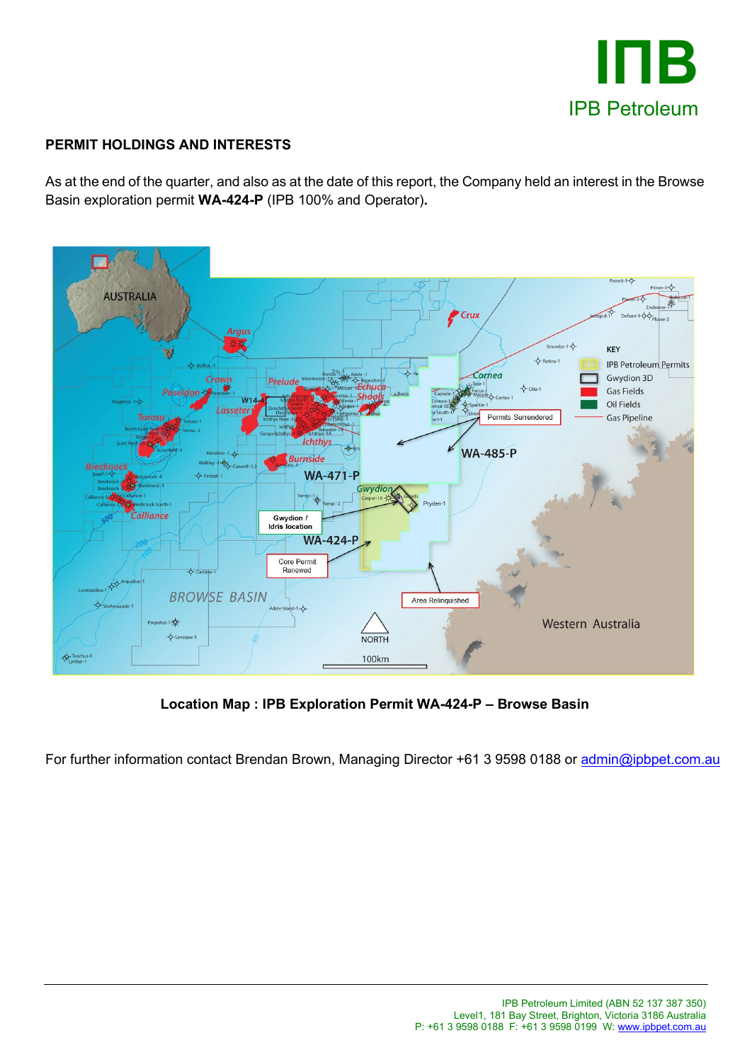## PERMIT HOLDINGS AND INTERESTS

As at the end of the quarter, and also as at the date of this report, the Company held an interest in the Browse Basin exploration permit **WA-424-P** (IPB 100% and Operator)**.**

**Location Map : IPB Exploration Permit WA-424-P – Browse Basin**

For further information contact Brendan Brown, Managing Director +61 3 9598 0188 or admin@ipbpet.com.au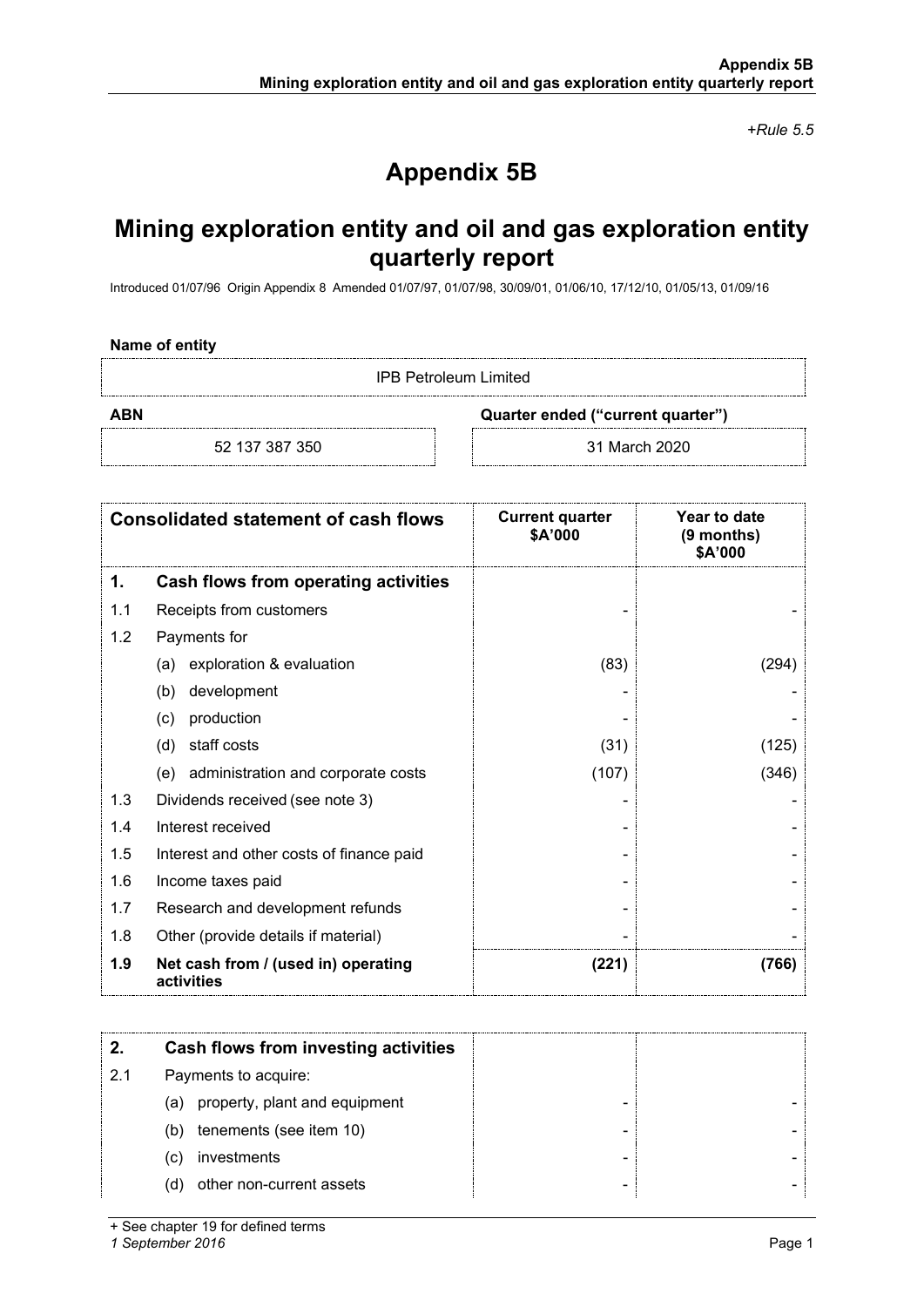*+Rule 5.5*

# Appendix 5B

## Mining exploration entity and oil and gas exploration entity quarterly report

Introduced 01/07/96 Origin Appendix 8 Amended 01/07/97, 01/07/98, 30/09/01, 01/06/10, 17/12/10, 01/05/13, 01/09/16

**Name of entity**

| IPB Petroleum Limited | |
|---|---|
| **ABN** | **Quarter ended ("current quarter")** |
| 52 137 387 350 | 31 March 2020 |

| | **Consolidated statement of cash flows** | **Current quarter $A'000** | **Year to date (9 months) $A'000** |
|---|---|---|---|
| **1.** | **Cash flows from operating activities** | | |
| 1.1 | Receipts from customers | - | - |
| 1.2 | Payments for | | |
| | (a) exploration & evaluation | (83) | (294) |
| | (b) development | - | - |
| | (c) production | - | - |
| | (d) staff costs | (31) | (125) |
| | (e) administration and corporate costs | (107) | (346) |
| 1.3 | Dividends received (see note 3) | - | - |
| 1.4 | Interest received | - | - |
| 1.5 | Interest and other costs of finance paid | - | - |
| 1.6 | Income taxes paid | - | - |
| 1.7 | Research and development refunds | - | - |
| 1.8 | Other (provide details if material) | - | - |
| **1.9** | **Net cash from / (used in) operating activities** | **(221)** | **(766)** |

| | | | |
|---|---|---|---|
| **2.** | **Cash flows from investing activities** | | |
| 2.1 | Payments to acquire: | | |
| | (a) property, plant and equipment | - | - |
| | (b) tenements (see item 10) | - | - |
| | (c) investments | - | - |
| | (d) other non-current assets | - | - |

+ See chapter 19 for defined terms
*1 September 2016*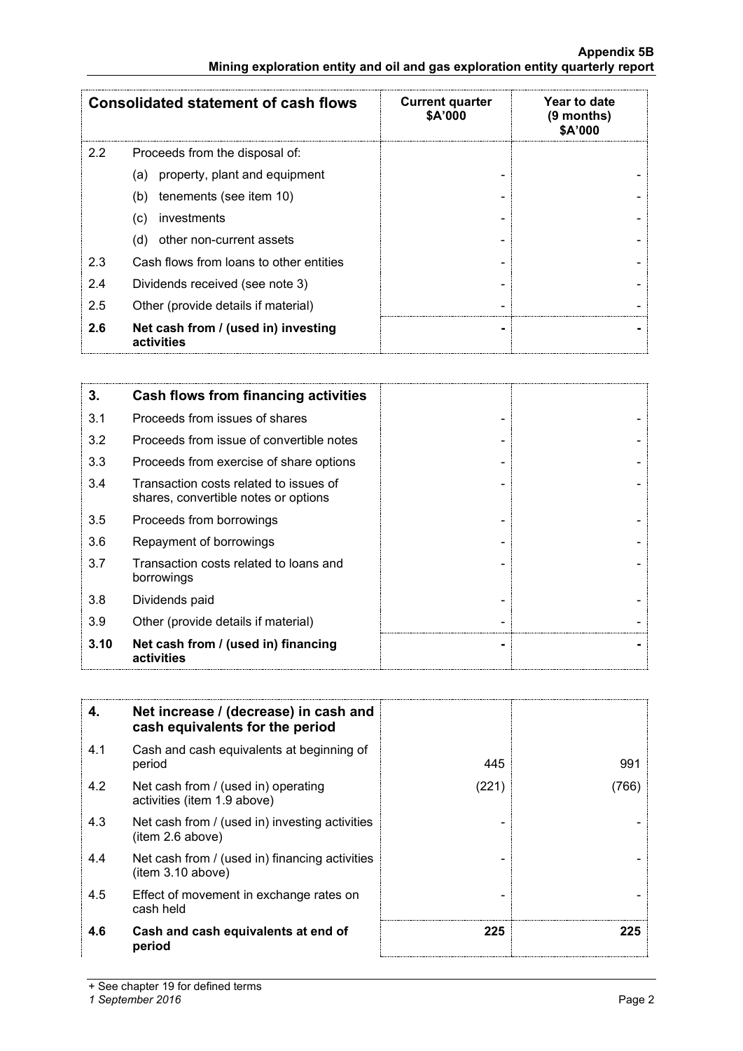| Consolidated statement of cash flows | | Current quarter $A'000 | Year to date (9 months) $A'000 |
|---|---|---|---|
| 2.2 | Proceeds from the disposal of: | | |
| | (a) property, plant and equipment | - | - |
| | (b) tenements (see item 10) | - | - |
| | (c) investments | - | - |
| | (d) other non-current assets | - | - |
| 2.3 | Cash flows from loans to other entities | - | - |
| 2.4 | Dividends received (see note 3) | - | - |
| 2.5 | Other (provide details if material) | - | - |
| **2.6** | **Net cash from / (used in) investing activities** | **-** | **-** |

| 3. | Cash flows from financing activities | | |
|---|---|---|---|
| 3.1 | Proceeds from issues of shares | - | - |
| 3.2 | Proceeds from issue of convertible notes | - | - |
| 3.3 | Proceeds from exercise of share options | - | - |
| 3.4 | Transaction costs related to issues of shares, convertible notes or options | - | - |
| 3.5 | Proceeds from borrowings | - | - |
| 3.6 | Repayment of borrowings | - | - |
| 3.7 | Transaction costs related to loans and borrowings | - | - |
| 3.8 | Dividends paid | - | - |
| 3.9 | Other (provide details if material) | - | - |
| **3.10** | **Net cash from / (used in) financing activities** | **-** | **-** |

| 4. | Net increase / (decrease) in cash and cash equivalents for the period | | |
|---|---|---|---|
| 4.1 | Cash and cash equivalents at beginning of period | 445 | 991 |
| 4.2 | Net cash from / (used in) operating activities (item 1.9 above) | (221) | (766) |
| 4.3 | Net cash from / (used in) investing activities (item 2.6 above) | - | - |
| 4.4 | Net cash from / (used in) financing activities (item 3.10 above) | - | - |
| 4.5 | Effect of movement in exchange rates on cash held | - | - |
| **4.6** | **Cash and cash equivalents at end of period** | **225** | **225** |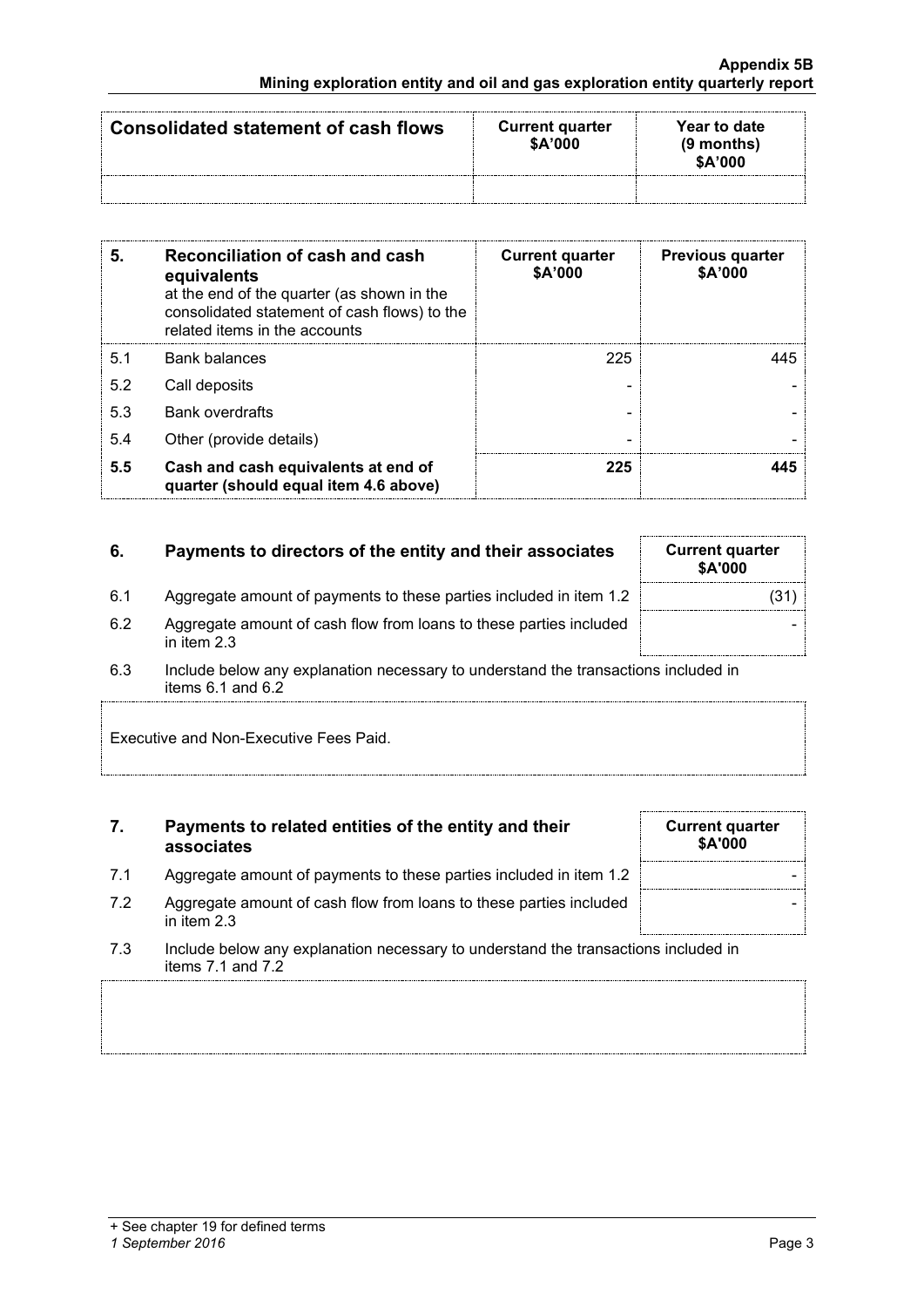| Consolidated statement of cash flows | Current quarter $A'000 | Year to date (9 months) $A'000 |
|---|---|---|
| | | |

| 5. | Reconciliation of cash and cash equivalents at the end of the quarter (as shown in the consolidated statement of cash flows) to the related items in the accounts | Current quarter $A'000 | Previous quarter $A'000 |
|---|---|---|---|
| 5.1 | Bank balances | 225 | 445 |
| 5.2 | Call deposits | - | - |
| 5.3 | Bank overdrafts | - | - |
| 5.4 | Other (provide details) | - | - |
| **5.5** | **Cash and cash equivalents at end of quarter (should equal item 4.6 above)** | **225** | **445** |

| 6. | Payments to directors of the entity and their associates | Current quarter $A'000 |
|---|---|---|
| 6.1 | Aggregate amount of payments to these parties included in item 1.2 | (31) |
| 6.2 | Aggregate amount of cash flow from loans to these parties included in item 2.3 | - |

6.3 Include below any explanation necessary to understand the transactions included in items 6.1 and 6.2

Executive and Non-Executive Fees Paid.

| 7. | Payments to related entities of the entity and their associates | Current quarter $A'000 |
|---|---|---|
| 7.1 | Aggregate amount of payments to these parties included in item 1.2 | - |
| 7.2 | Aggregate amount of cash flow from loans to these parties included in item 2.3 | - |

7.3 Include below any explanation necessary to understand the transactions included in items 7.1 and 7.2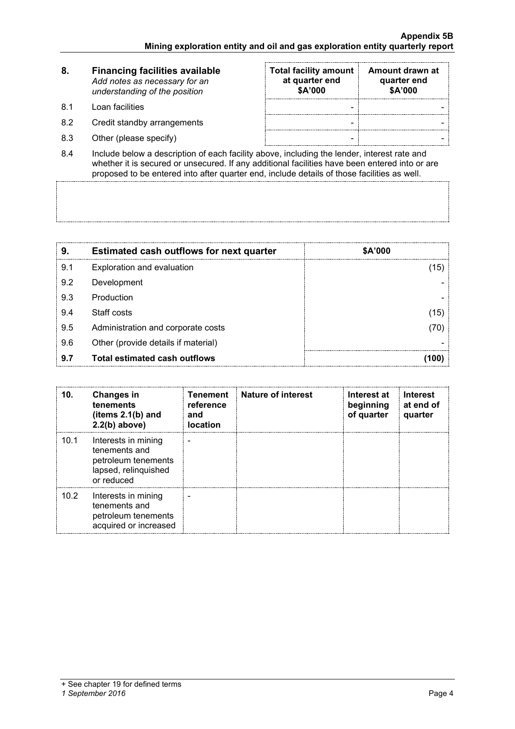| 8. | **Financing facilities available** *Add notes as necessary for an understanding of the position* | **Total facility amount at quarter end \$A'000** | **Amount drawn at quarter end \$A'000** |
|---|---|---|---|
| 8.1 | Loan facilities | - | - |
| 8.2 | Credit standby arrangements | - | - |
| 8.3 | Other (please specify) | - | - |

8.4 Include below a description of each facility above, including the lender, interest rate and whether it is secured or unsecured. If any additional facilities have been entered into or are proposed to be entered into after quarter end, include details of those facilities as well.

| 9. | **Estimated cash outflows for next quarter** | **\$A'000** |
|---|---|---|
| 9.1 | Exploration and evaluation | (15) |
| 9.2 | Development | - |
| 9.3 | Production | - |
| 9.4 | Staff costs | (15) |
| 9.5 | Administration and corporate costs | (70) |
| 9.6 | Other (provide details if material) | - |
| **9.7** | **Total estimated cash outflows** | **(100)** |

| 10. | **Changes in tenements (items 2.1(b) and 2.2(b) above)** | **Tenement reference and location** | **Nature of interest** | **Interest at beginning of quarter** | **Interest at end of quarter** |
|---|---|---|---|---|---|
| 10.1 | Interests in mining tenements and petroleum tenements lapsed, relinquished or reduced | - | | | |
| 10.2 | Interests in mining tenements and petroleum tenements acquired or increased | - | | | |

+ See chapter 19 for defined terms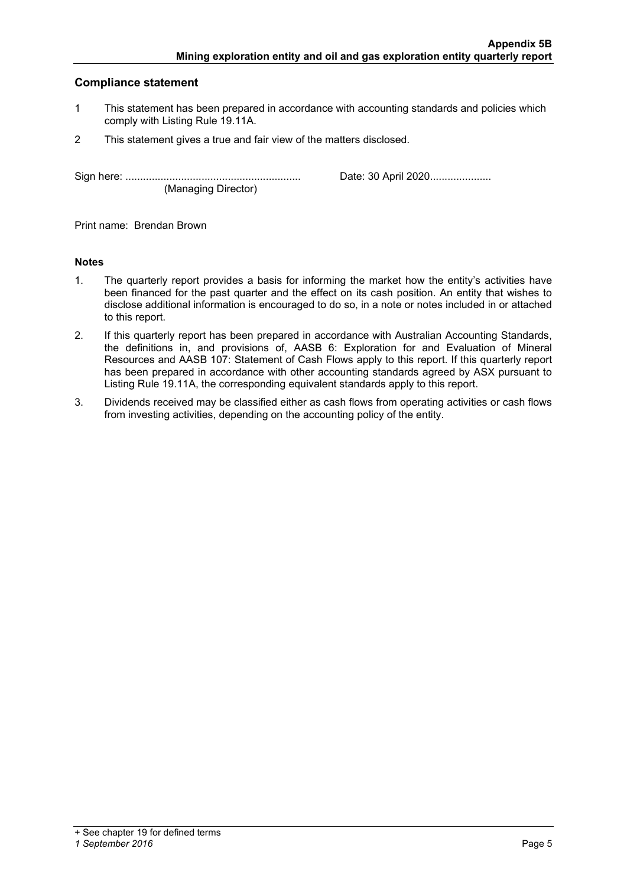## Compliance statement

1 This statement has been prepared in accordance with accounting standards and policies which comply with Listing Rule 19.11A.

2 This statement gives a true and fair view of the matters disclosed.

Sign here: ............................................................ Date: 30 April 2020.....................
(Managing Director)

Print name: Brendan Brown

**Notes**

1. The quarterly report provides a basis for informing the market how the entity's activities have been financed for the past quarter and the effect on its cash position. An entity that wishes to disclose additional information is encouraged to do so, in a note or notes included in or attached to this report.
2. If this quarterly report has been prepared in accordance with Australian Accounting Standards, the definitions in, and provisions of, AASB 6: Exploration for and Evaluation of Mineral Resources and AASB 107: Statement of Cash Flows apply to this report. If this quarterly report has been prepared in accordance with other accounting standards agreed by ASX pursuant to Listing Rule 19.11A, the corresponding equivalent standards apply to this report.
3. Dividends received may be classified either as cash flows from operating activities or cash flows from investing activities, depending on the accounting policy of the entity.